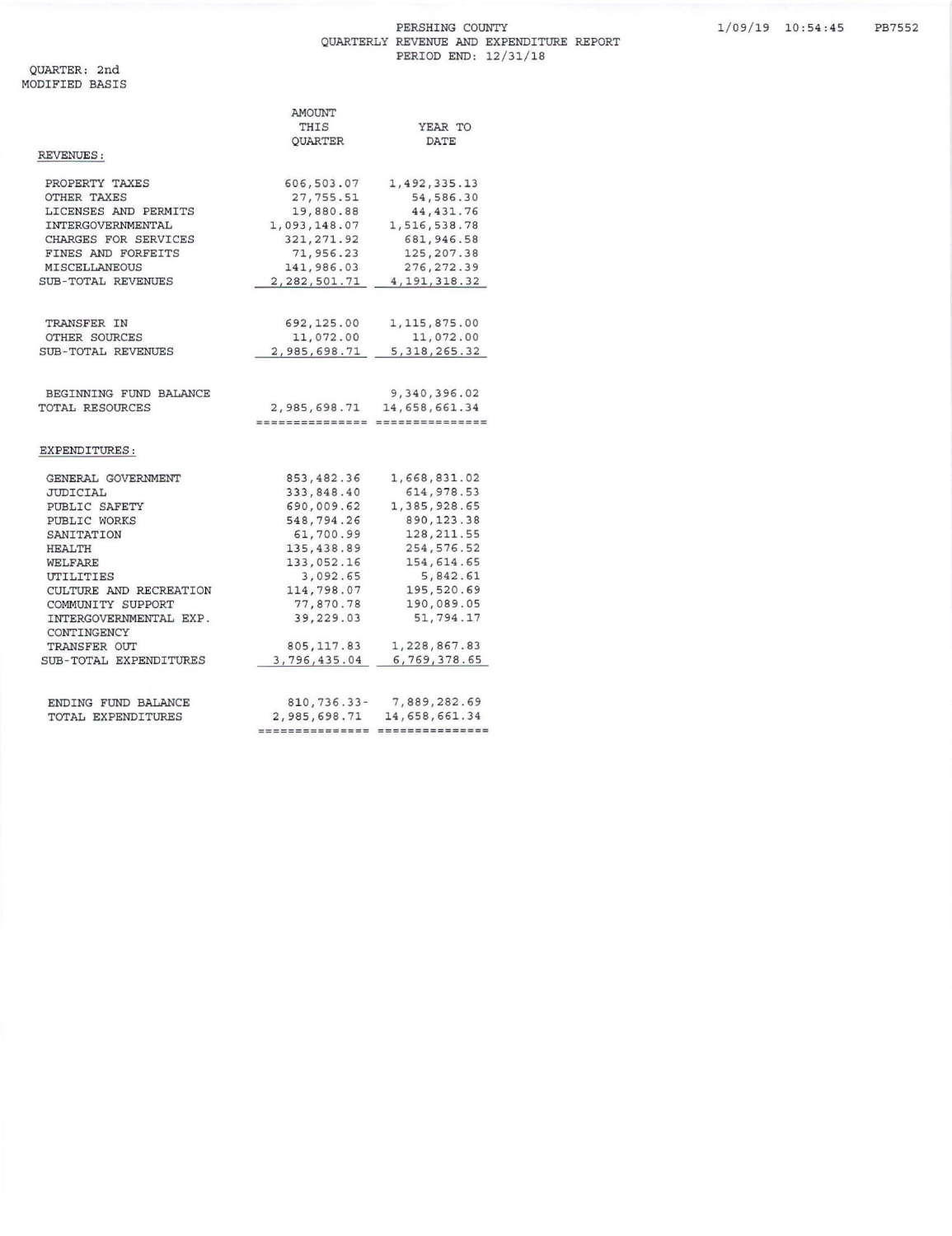# PERSHING COUNTY
## QUARTERLY REVENUE AND EXPENDITURE REPORT
PERIOD END: 12/31/18

1/09/19 10:54:45 PB7552

QUARTER: 2nd
MODIFIED BASIS

| | AMOUNT THIS QUARTER | YEAR TO DATE |
|---|---|---|
| **REVENUES:** | | |
| PROPERTY TAXES | 606,503.07 | 1,492,335.13 |
| OTHER TAXES | 27,755.51 | 54,586.30 |
| LICENSES AND PERMITS | 19,880.88 | 44,431.76 |
| INTERGOVERNMENTAL | 1,093,148.07 | 1,516,538.78 |
| CHARGES FOR SERVICES | 321,271.92 | 681,946.58 |
| FINES AND FORFEITS | 71,956.23 | 125,207.38 |
| MISCELLANEOUS | 141,986.03 | 276,272.39 |
| SUB-TOTAL REVENUES | 2,282,501.71 | 4,191,318.32 |
| TRANSFER IN | 692,125.00 | 1,115,875.00 |
| OTHER SOURCES | 11,072.00 | 11,072.00 |
| SUB-TOTAL REVENUES | 2,985,698.71 | 5,318,265.32 |
| BEGINNING FUND BALANCE | | 9,340,396.02 |
| TOTAL RESOURCES | 2,985,698.71 | 14,658,661.34 |
| **EXPENDITURES:** | | |
| GENERAL GOVERNMENT | 853,482.36 | 1,668,831.02 |
| JUDICIAL | 333,848.40 | 614,978.53 |
| PUBLIC SAFETY | 690,009.62 | 1,385,928.65 |
| PUBLIC WORKS | 548,794.26 | 890,123.38 |
| SANITATION | 61,700.99 | 128,211.55 |
| HEALTH | 135,438.89 | 254,576.52 |
| WELFARE | 133,052.16 | 154,614.65 |
| UTILITIES | 3,092.65 | 5,842.61 |
| CULTURE AND RECREATION | 114,798.07 | 195,520.69 |
| COMMUNITY SUPPORT | 77,870.78 | 190,089.05 |
| INTERGOVERNMENTAL EXP. | 39,229.03 | 51,794.17 |
| CONTINGENCY | | |
| TRANSFER OUT | 805,117.83 | 1,228,867.83 |
| SUB-TOTAL EXPENDITURES | 3,796,435.04 | 6,769,378.65 |
| ENDING FUND BALANCE | 810,736.33- | 7,889,282.69 |
| TOTAL EXPENDITURES | 2,985,698.71 | 14,658,661.34 |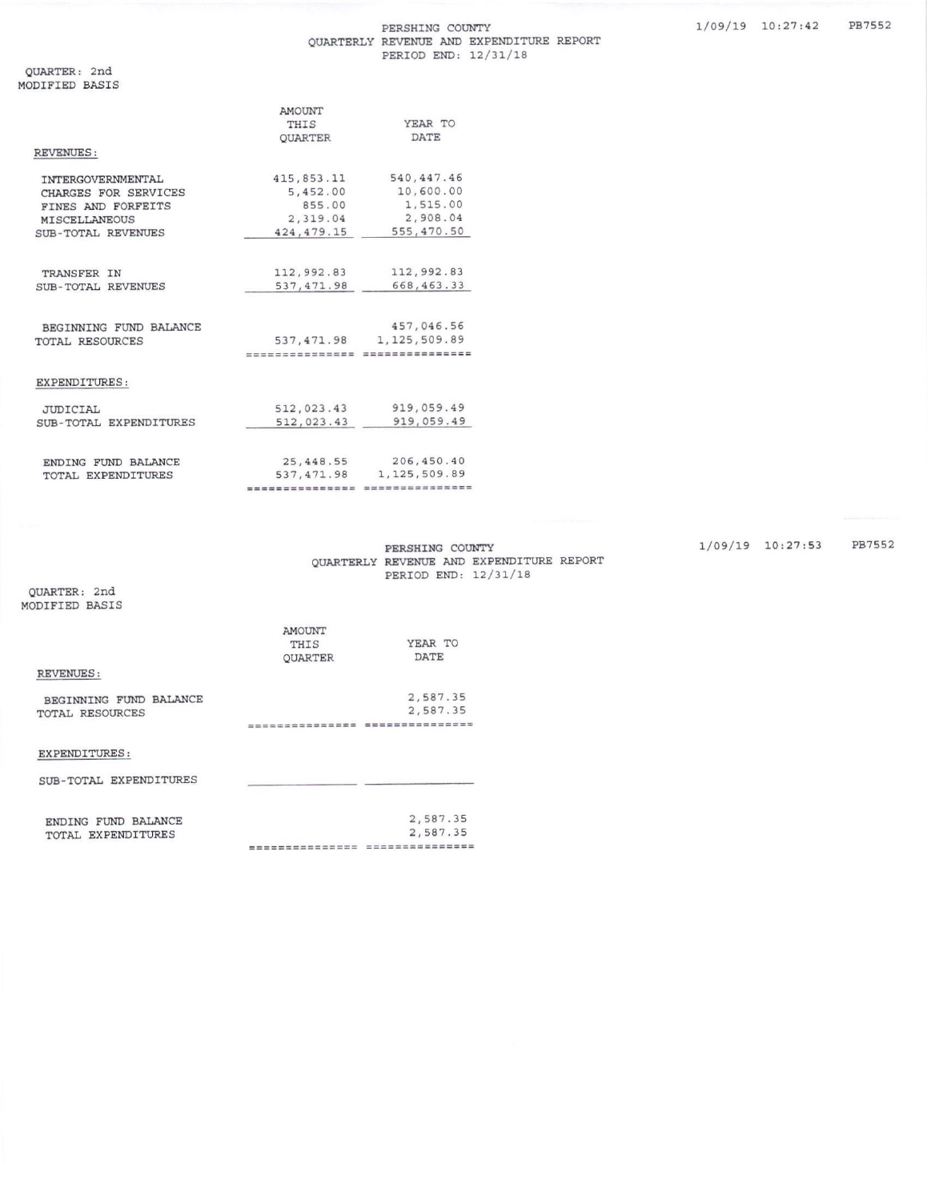PERSHING COUNTY
QUARTERLY REVENUE AND EXPENDITURE REPORT
PERIOD END: 12/31/18

QUARTER: 2nd
MODIFIED BASIS

| | AMOUNT THIS QUARTER | YEAR TO DATE |
|---|---|---|
| **REVENUES:** | | |
| INTERGOVERNMENTAL | 415,853.11 | 540,447.46 |
| CHARGES FOR SERVICES | 5,452.00 | 10,600.00 |
| FINES AND FORFEITS | 855.00 | 1,515.00 |
| MISCELLANEOUS | 2,319.04 | 2,908.04 |
| SUB-TOTAL REVENUES | 424,479.15 | 555,470.50 |
| TRANSFER IN | 112,992.83 | 112,992.83 |
| SUB-TOTAL REVENUES | 537,471.98 | 668,463.33 |
| BEGINNING FUND BALANCE | | 457,046.56 |
| TOTAL RESOURCES | 537,471.98 | 1,125,509.89 |
| **EXPENDITURES:** | | |
| JUDICIAL | 512,023.43 | 919,059.49 |
| SUB-TOTAL EXPENDITURES | 512,023.43 | 919,059.49 |
| ENDING FUND BALANCE | 25,448.55 | 206,450.40 |
| TOTAL EXPENDITURES | 537,471.98 | 1,125,509.89 |

PERSHING COUNTY
QUARTERLY REVENUE AND EXPENDITURE REPORT
PERIOD END: 12/31/18

QUARTER: 2nd
MODIFIED BASIS

| | AMOUNT THIS QUARTER | YEAR TO DATE |
|---|---|---|
| **REVENUES:** | | |
| BEGINNING FUND BALANCE | | 2,587.35 |
| TOTAL RESOURCES | | 2,587.35 |
| **EXPENDITURES:** | | |
| SUB-TOTAL EXPENDITURES | | |
| ENDING FUND BALANCE | | 2,587.35 |
| TOTAL EXPENDITURES | | 2,587.35 |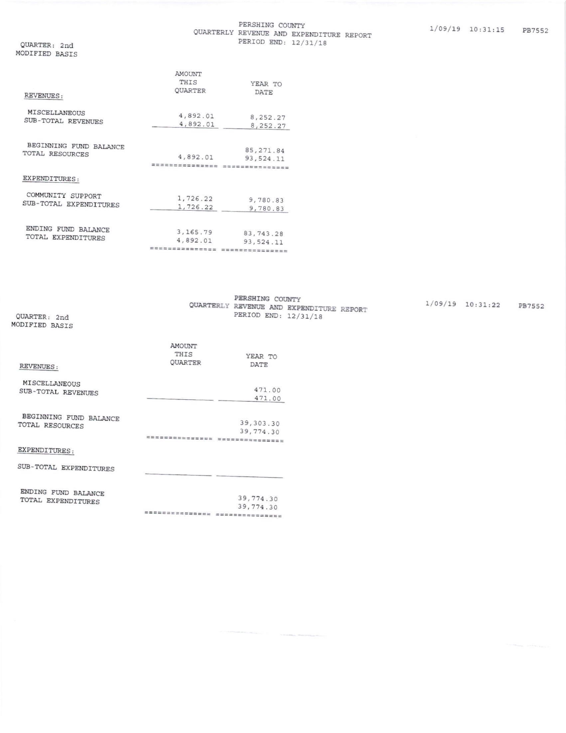PERSHING COUNTY
QUARTERLY REVENUE AND EXPENDITURE REPORT
PERIOD END: 12/31/18

1/09/19 10:31:15 PB7552

QUARTER: 2nd
MODIFIED BASIS

| | AMOUNT THIS QUARTER | YEAR TO DATE |
|---|---|---|
| REVENUES: | | |
| MISCELLANEOUS | 4,892.01 | 8,252.27 |
| SUB-TOTAL REVENUES | 4,892.01 | 8,252.27 |
| BEGINNING FUND BALANCE | | 85,271.84 |
| TOTAL RESOURCES | 4,892.01 | 93,524.11 |
| EXPENDITURES: | | |
| COMMUNITY SUPPORT | 1,726.22 | 9,780.83 |
| SUB-TOTAL EXPENDITURES | 1,726.22 | 9,780.83 |
| ENDING FUND BALANCE | 3,165.79 | 83,743.28 |
| TOTAL EXPENDITURES | 4,892.01 | 93,524.11 |

PERSHING COUNTY
QUARTERLY REVENUE AND EXPENDITURE REPORT
PERIOD END: 12/31/18

1/09/19 10:31:22 PB7552

QUARTER: 2nd
MODIFIED BASIS

| | AMOUNT THIS QUARTER | YEAR TO DATE |
|---|---|---|
| REVENUES: | | |
| MISCELLANEOUS | | 471.00 |
| SUB-TOTAL REVENUES | | 471.00 |
| BEGINNING FUND BALANCE | | 39,303.30 |
| TOTAL RESOURCES | | 39,774.30 |
| EXPENDITURES: | | |
| SUB-TOTAL EXPENDITURES | | |
| ENDING FUND BALANCE | | 39,774.30 |
| TOTAL EXPENDITURES | | 39,774.30 |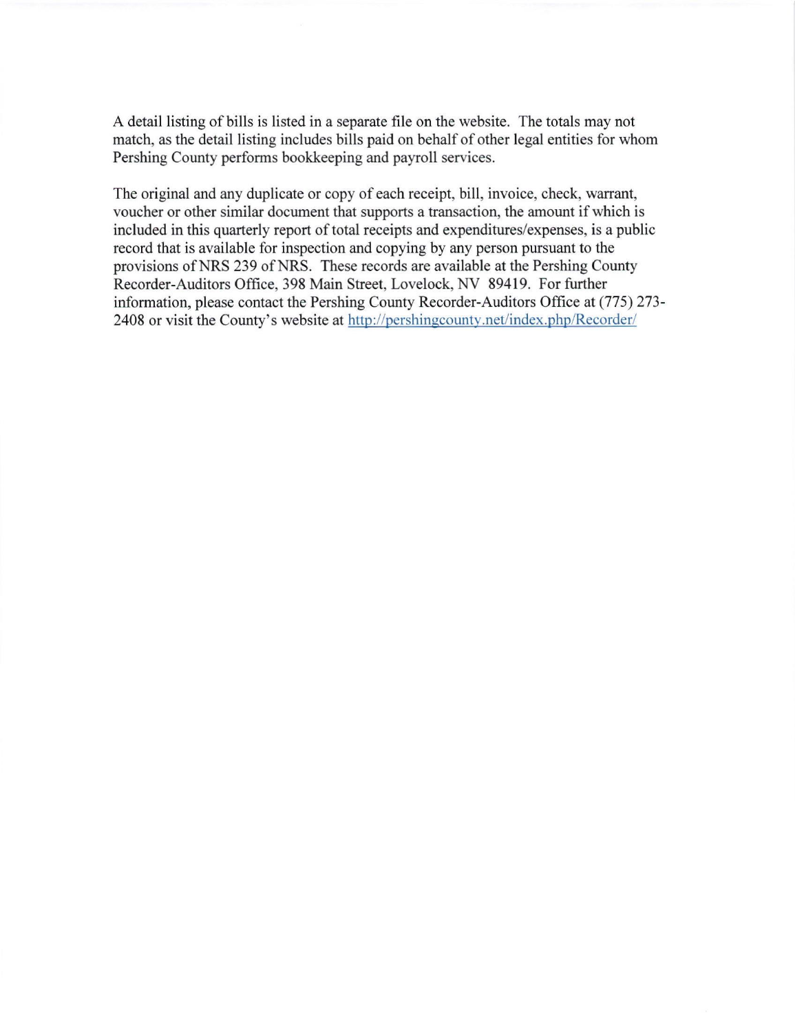A detail listing of bills is listed in a separate file on the website. The totals may not match, as the detail listing includes bills paid on behalf of other legal entities for whom Pershing County performs bookkeeping and payroll services.

The original and any duplicate or copy of each receipt, bill, invoice, check, warrant, voucher or other similar document that supports a transaction, the amount if which is included in this quarterly report of total receipts and expenditures/expenses, is a public record that is available for inspection and copying by any person pursuant to the provisions of NRS 239 of NRS. These records are available at the Pershing County Recorder-Auditors Office, 398 Main Street, Lovelock, NV 89419. For further information, please contact the Pershing County Recorder-Auditors Office at (775) 273-2408 or visit the County's website at http://pershingcounty.net/index.php/Recorder/